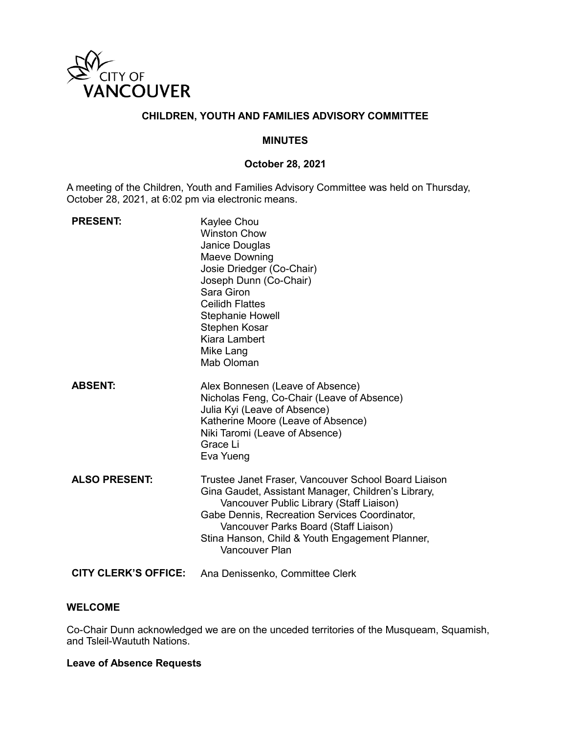CITY OF VANCOUVER

# CHILDREN, YOUTH AND FAMILIES ADVISORY COMMITTEE

## MINUTES

### October 28, 2021

A meeting of the Children, Youth and Families Advisory Committee was held on Thursday, October 28, 2021, at 6:02 pm via electronic means.

**PRESENT:**

Kaylee Chou
Winston Chow
Janice Douglas
Maeve Downing
Josie Driedger (Co-Chair)
Joseph Dunn (Co-Chair)
Sara Giron
Ceilidh Flattes
Stephanie Howell
Stephen Kosar
Kiara Lambert
Mike Lang
Mab Oloman

**ABSENT:**

Alex Bonnesen (Leave of Absence)
Nicholas Feng, Co-Chair (Leave of Absence)
Julia Kyi (Leave of Absence)
Katherine Moore (Leave of Absence)
Niki Taromi (Leave of Absence)
Grace Li
Eva Yueng

**ALSO PRESENT:**

Trustee Janet Fraser, Vancouver School Board Liaison
Gina Gaudet, Assistant Manager, Children's Library, Vancouver Public Library (Staff Liaison)
Gabe Dennis, Recreation Services Coordinator, Vancouver Parks Board (Staff Liaison)
Stina Hanson, Child & Youth Engagement Planner, Vancouver Plan

**CITY CLERK'S OFFICE:** Ana Denissenko, Committee Clerk

## WELCOME

Co-Chair Dunn acknowledged we are on the unceded territories of the Musqueam, Squamish, and Tsleil-Waututh Nations.

**Leave of Absence Requests**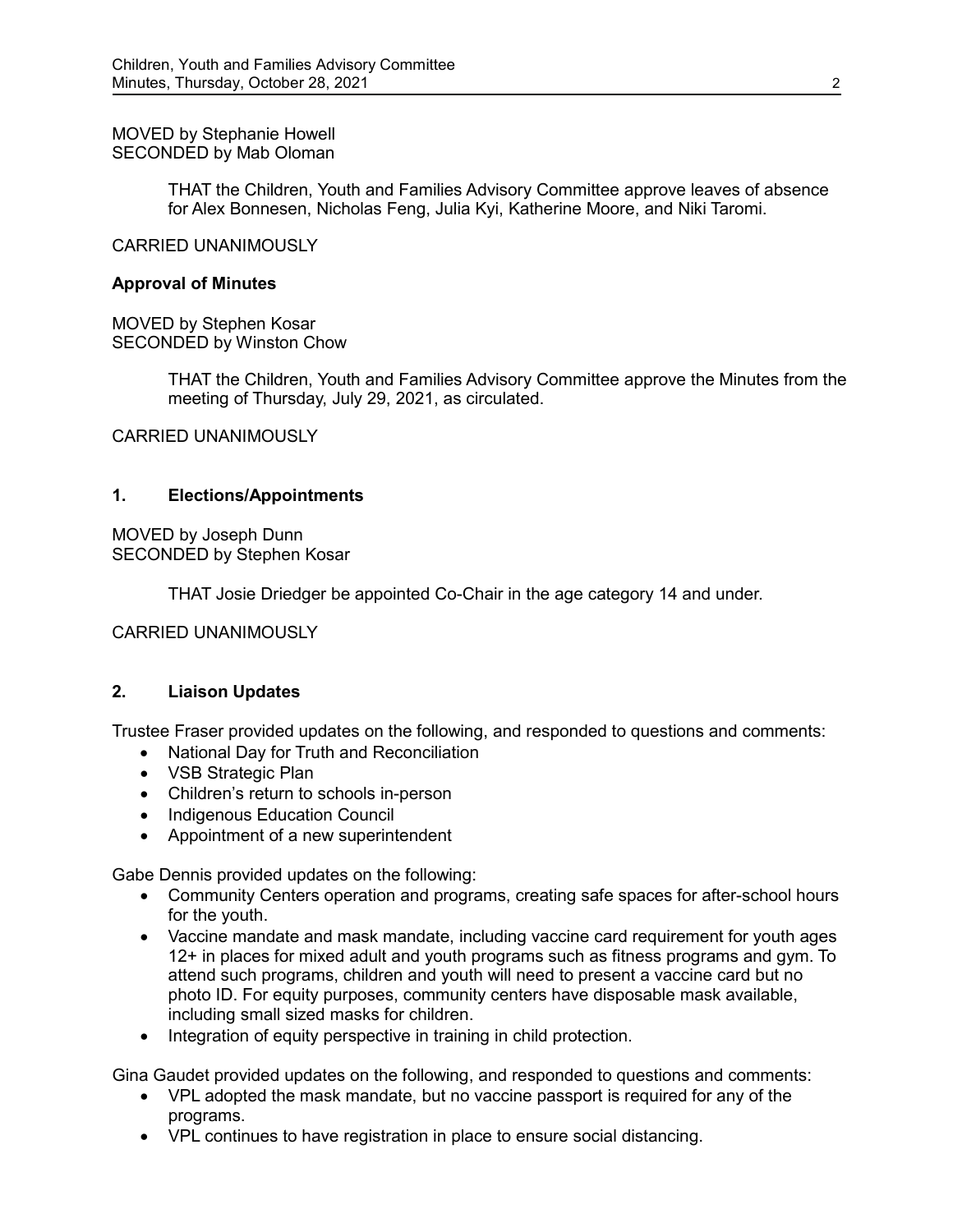MOVED by Stephanie Howell
SECONDED by Mab Oloman

> THAT the Children, Youth and Families Advisory Committee approve leaves of absence for Alex Bonnesen, Nicholas Feng, Julia Kyi, Katherine Moore, and Niki Taromi.

CARRIED UNANIMOUSLY

**Approval of Minutes**

MOVED by Stephen Kosar
SECONDED by Winston Chow

> THAT the Children, Youth and Families Advisory Committee approve the Minutes from the meeting of Thursday, July 29, 2021, as circulated.

CARRIED UNANIMOUSLY

## 1. Elections/Appointments

MOVED by Joseph Dunn
SECONDED by Stephen Kosar

> THAT Josie Driedger be appointed Co-Chair in the age category 14 and under.

CARRIED UNANIMOUSLY

## 2. Liaison Updates

Trustee Fraser provided updates on the following, and responded to questions and comments:

- National Day for Truth and Reconciliation
- VSB Strategic Plan
- Children's return to schools in-person
- Indigenous Education Council
- Appointment of a new superintendent

Gabe Dennis provided updates on the following:

- Community Centers operation and programs, creating safe spaces for after-school hours for the youth.
- Vaccine mandate and mask mandate, including vaccine card requirement for youth ages 12+ in places for mixed adult and youth programs such as fitness programs and gym. To attend such programs, children and youth will need to present a vaccine card but no photo ID. For equity purposes, community centers have disposable mask available, including small sized masks for children.
- Integration of equity perspective in training in child protection.

Gina Gaudet provided updates on the following, and responded to questions and comments:

- VPL adopted the mask mandate, but no vaccine passport is required for any of the programs.
- VPL continues to have registration in place to ensure social distancing.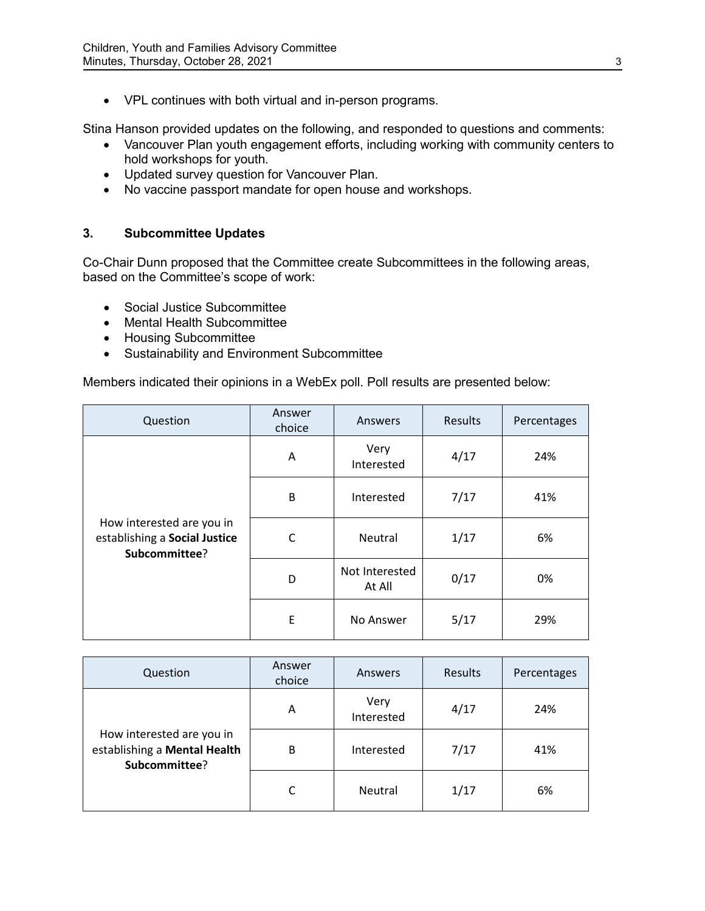- VPL continues with both virtual and in-person programs.

Stina Hanson provided updates on the following, and responded to questions and comments:

- Vancouver Plan youth engagement efforts, including working with community centers to hold workshops for youth.
- Updated survey question for Vancouver Plan.
- No vaccine passport mandate for open house and workshops.

### 3. Subcommittee Updates

Co-Chair Dunn proposed that the Committee create Subcommittees in the following areas, based on the Committee's scope of work:

- Social Justice Subcommittee
- Mental Health Subcommittee
- Housing Subcommittee
- Sustainability and Environment Subcommittee

Members indicated their opinions in a WebEx poll. Poll results are presented below:

| Question | Answer choice | Answers | Results | Percentages |
|---|---|---|---|---|
| How interested are you in establishing a **Social Justice Subcommittee**? | A | Very Interested | 4/17 | 24% |
| | B | Interested | 7/17 | 41% |
| | C | Neutral | 1/17 | 6% |
| | D | Not Interested At All | 0/17 | 0% |
| | E | No Answer | 5/17 | 29% |

| Question | Answer choice | Answers | Results | Percentages |
|---|---|---|---|---|
| How interested are you in establishing a **Mental Health Subcommittee**? | A | Very Interested | 4/17 | 24% |
| | B | Interested | 7/17 | 41% |
| | C | Neutral | 1/17 | 6% |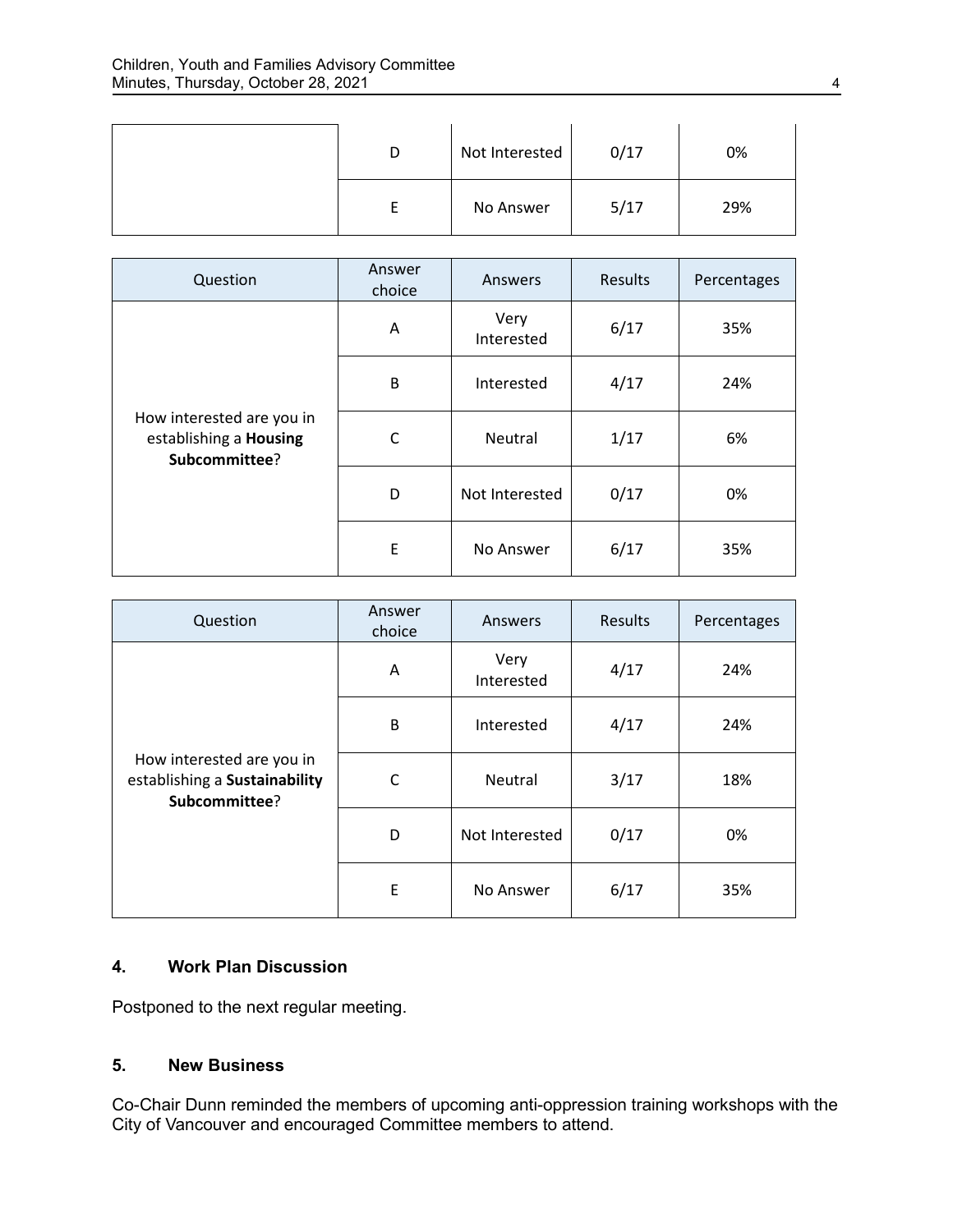| | D | Not Interested | 0/17 | 0% |
|---|---|---|---|---|
| | E | No Answer | 5/17 | 29% |

| Question | Answer choice | Answers | Results | Percentages |
|---|---|---|---|---|
| How interested are you in establishing a **Housing Subcommittee**? | A | Very Interested | 6/17 | 35% |
| | B | Interested | 4/17 | 24% |
| | C | Neutral | 1/17 | 6% |
| | D | Not Interested | 0/17 | 0% |
| | E | No Answer | 6/17 | 35% |

| Question | Answer choice | Answers | Results | Percentages |
|---|---|---|---|---|
| How interested are you in establishing a **Sustainability Subcommittee**? | A | Very Interested | 4/17 | 24% |
| | B | Interested | 4/17 | 24% |
| | C | Neutral | 3/17 | 18% |
| | D | Not Interested | 0/17 | 0% |
| | E | No Answer | 6/17 | 35% |

### 4. Work Plan Discussion

Postponed to the next regular meeting.

### 5. New Business

Co-Chair Dunn reminded the members of upcoming anti-oppression training workshops with the City of Vancouver and encouraged Committee members to attend.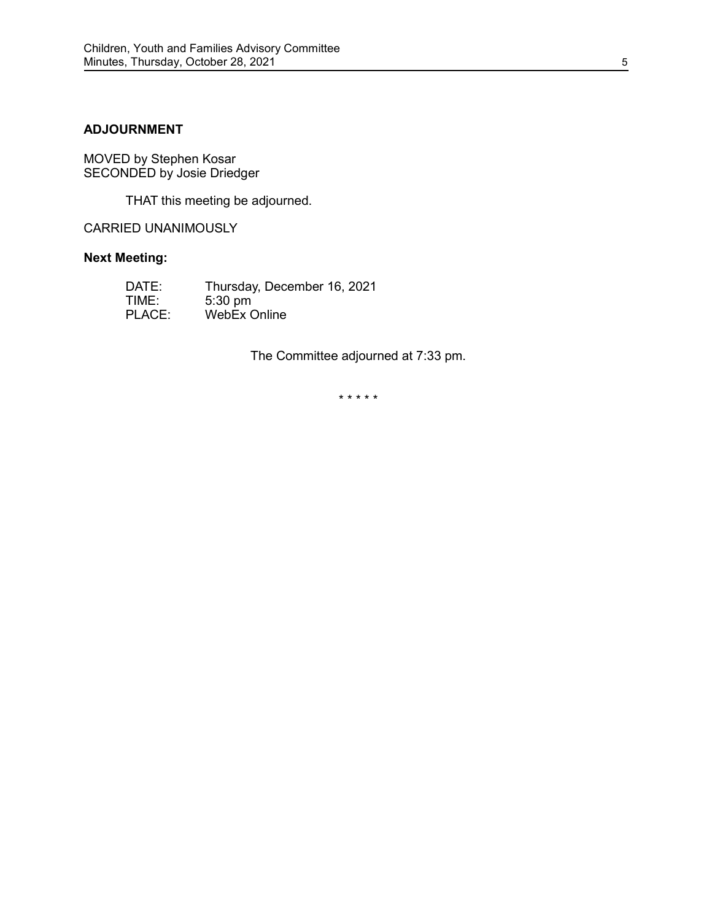## ADJOURNMENT

MOVED by Stephen Kosar
SECONDED by Josie Driedger

THAT this meeting be adjourned.

CARRIED UNANIMOUSLY

**Next Meeting:**

| | |
|---|---|
| DATE: | Thursday, December 16, 2021 |
| TIME: | 5:30 pm |
| PLACE: | WebEx Online |

The Committee adjourned at 7:33 pm.

\* \* \* \* \*